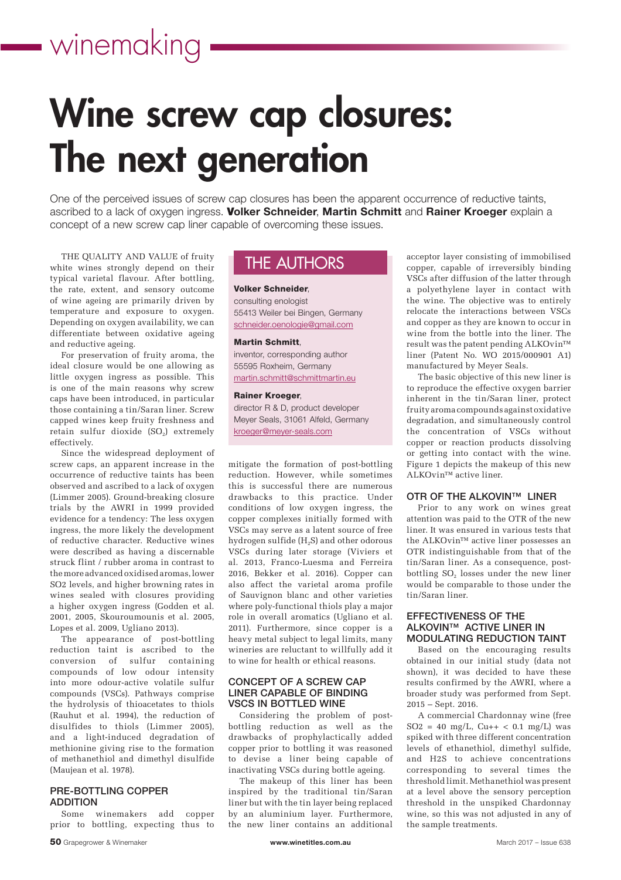# Wine screw cap closures: The next generation

One of the perceived issues of screw cap closures has been the apparent occurrence of reductive taints, ascribed to a lack of oxygen ingress. **Volker Schneider**, **Martin Schmitt** and **Rainer Kroeger** explain a concept of a new screw cap liner capable of overcoming these issues.

## THE AUTHORS

**Volker Schneider**,
consulting enologist
55413 Weiler bei Bingen, Germany
schneider.oenologie@gmail.com

**Martin Schmitt**,
inventor, corresponding author
55595 Roxheim, Germany
martin.schmitt@schmittmartin.eu

**Rainer Kroeger**,
director R & D, product developer
Meyer Seals, 31061 Alfeld, Germany
kroeger@meyer-seals.com

THE QUALITY AND VALUE of fruity white wines strongly depend on their typical varietal flavour. After bottling, the rate, extent, and sensory outcome of wine ageing are primarily driven by temperature and exposure to oxygen. Depending on oxygen availability, we can differentiate between oxidative ageing and reductive ageing.

For preservation of fruity aroma, the ideal closure would be one allowing as little oxygen ingress as possible. This is one of the main reasons why screw caps have been introduced, in particular those containing a tin/Saran liner. Screw capped wines keep fruity freshness and retain sulfur dioxide ($SO_2$) extremely effectively.

Since the widespread deployment of screw caps, an apparent increase in the occurrence of reductive taints has been observed and ascribed to a lack of oxygen (Limmer 2005). Ground-breaking closure trials by the AWRI in 1999 provided evidence for a tendency: The less oxygen ingress, the more likely the development of reductive character. Reductive wines were described as having a discernable struck flint / rubber aroma in contrast to the more advanced oxidised aromas, lower SO2 levels, and higher browning rates in wines sealed with closures providing a higher oxygen ingress (Godden et al. 2001, 2005, Skouroumounis et al. 2005, Lopes et al. 2009, Ugliano 2013).

The appearance of post-bottling reduction taint is ascribed to the conversion of sulfur containing compounds of low odour intensity into more odour-active volatile sulfur compounds (VSCs). Pathways comprise the hydrolysis of thioacetates to thiols (Rauhut et al. 1994), the reduction of disulfides to thiols (Limmer 2005), and a light-induced degradation of methionine giving rise to the formation of methanethiol and dimethyl disulfide (Maujean et al. 1978).

### PRE-BOTTLING COPPER ADDITION

Some winemakers add copper prior to bottling, expecting thus to mitigate the formation of post-bottling reduction. However, while sometimes this is successful there are numerous drawbacks to this practice. Under conditions of low oxygen ingress, the copper complexes initially formed with VSCs may serve as a latent source of free hydrogen sulfide ($H_2S$) and other odorous VSCs during later storage (Viviers et al. 2013, Franco-Luesma and Ferreira 2016, Bekker et al. 2016). Copper can also affect the varietal aroma profile of Sauvignon blanc and other varieties where poly-functional thiols play a major role in overall aromatics (Ugliano et al. 2011). Furthermore, since copper is a heavy metal subject to legal limits, many wineries are reluctant to willfully add it to wine for health or ethical reasons.

### CONCEPT OF A SCREW CAP LINER CAPABLE OF BINDING VSCS IN BOTTLED WINE

Considering the problem of post-bottling reduction as well as the drawbacks of prophylactically added copper prior to bottling it was reasoned to devise a liner being capable of inactivating VSCs during bottle ageing.

The makeup of this liner has been inspired by the traditional tin/Saran liner but with the tin layer being replaced by an aluminium layer. Furthermore, the new liner contains an additional acceptor layer consisting of immobilised copper, capable of irreversibly binding VSCs after diffusion of the latter through a polyethylene layer in contact with the wine. The objective was to entirely relocate the interactions between VSCs and copper as they are known to occur in wine from the bottle into the liner. The result was the patent pending ALKOVin™ liner (Patent No. WO 2015/000901 A1) manufactured by Meyer Seals.

The basic objective of this new liner is to reproduce the effective oxygen barrier inherent in the tin/Saran liner, protect fruity aroma compounds against oxidative degradation, and simultaneously control the concentration of VSCs without copper or reaction products dissolving or getting into contact with the wine. Figure 1 depicts the makeup of this new ALKOVin™ active liner.

### OTR OF THE ALKOVIN™ LINER

Prior to any work on wines great attention was paid to the OTR of the new liner. It was ensured in various tests that the ALKOVin™ active liner possesses an OTR indistinguishable from that of the tin/Saran liner. As a consequence, post-bottling $SO_2$ losses under the new liner would be comparable to those under the tin/Saran liner.

### EFFECTIVENESS OF THE ALKOVIN™ ACTIVE LINER IN MODULATING REDUCTION TAINT

Based on the encouraging results obtained in our initial study (data not shown), it was decided to have these results confirmed by the AWRI, where a broader study was performed from Sept. 2015 – Sept. 2016.

A commercial Chardonnay wine (free SO2 = 40 mg/L, Cu++ < 0.1 mg/L) was spiked with three different concentration levels of ethanethiol, dimethyl sulfide, and H2S to achieve concentrations corresponding to several times the threshold limit. Methanethiol was present at a level above the sensory perception threshold in the unspiked Chardonnay wine, so this was not adjusted in any of the sample treatments.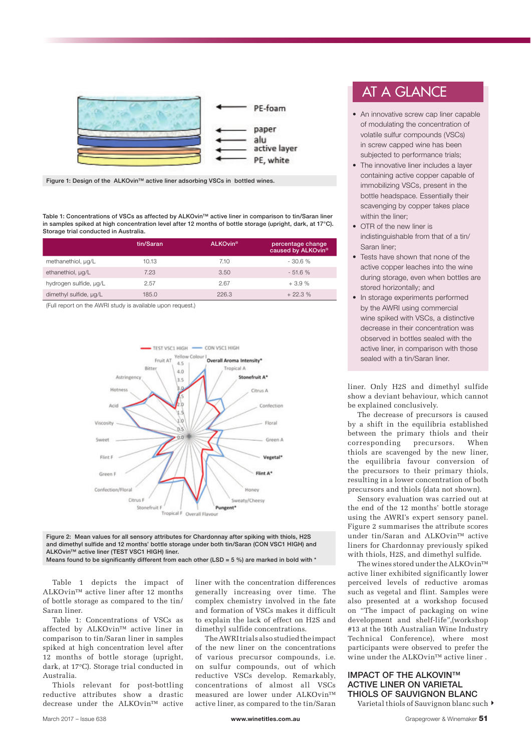Figure 1: Design of the ALKOvin™ active liner adsorbing VSCs in bottled wines.

Table 1: Concentrations of VSCs as affected by ALKOvin™ active liner in comparison to tin/Saran liner in samples spiked at high concentration level after 12 months of bottle storage (upright, dark, at 17°C). Storage trial conducted in Australia.

| | tin/Saran | ALKOvin® | percentage change caused by ALKOvin® |
|---|---|---|---|
| methanethiol, µg/L | 10.13 | 7.10 | - 30.6 % |
| ethanethiol, µg/L | 7.23 | 3.50 | - 51.6 % |
| hydrogen sulfide, µg/L | 2.57 | 2.67 | + 3.9 % |
| dimethyl sulfide, µg/L | 185.0 | 226.3 | + 22.3 % |

(Full report on the AWRI study is available upon request.)

Figure 2: Mean values for all sensory attributes for Chardonnay after spiking with thiols, H2S and dimethyl sulfide and 12 months' bottle storage under both tin/Saran (CON VSC1 HIGH) and ALKOvin™ active liner (TEST VSC1 HIGH) liner.
Means found to be significantly different from each other (LSD = 5 %) are marked in bold with *

Table 1 depicts the impact of ALKOvin™ active liner after 12 months of bottle storage as compared to the tin/Saran liner.

Table 1: Concentrations of VSCs as affected by ALKOvin™ active liner in comparison to tin/Saran liner in samples spiked at high concentration level after 12 months of bottle storage (upright, dark, at 17°C). Storage trial conducted in Australia.

Thiols relevant for post-bottling reductive attributes show a drastic decrease under the ALKOvin™ active liner with the concentration differences generally increasing over time. The complex chemistry involved in the fate and formation of VSCs makes it difficult to explain the lack of effect on H2S and dimethyl sulfide concentrations.

The AWRI trials also studied the impact of the new liner on the concentrations of various precursor compounds, i.e. on sulfur compounds, out of which reductive VSCs develop. Remarkably, concentrations of almost all VSCs measured are lower under ALKOvin™ active liner, as compared to the tin/Saran liner. Only H2S and dimethyl sulfide show a deviant behaviour, which cannot be explained conclusively.

The decrease of precursors is caused by a shift in the equilibria established between the primary thiols and their corresponding precursors. When thiols are scavenged by the new liner, the equilibria favour conversion of the precursors to their primary thiols, resulting in a lower concentration of both precursors and thiols (data not shown).

Sensory evaluation was carried out at the end of the 12 months' bottle storage using the AWRI's expert sensory panel. Figure 2 summarises the attribute scores under tin/Saran and ALKOvin™ active liners for Chardonnay previously spiked with thiols, H2S, and dimethyl sulfide.

The wines stored under the ALKOvin™ active liner exhibited significantly lower perceived levels of reductive aromas such as vegetal and flint. Samples were also presented at a workshop focused on "The impact of packaging on wine development and shelf-life",(workshop #13 at the 16th Australian Wine Industry Technical Conference), where most participants were observed to prefer the wine under the ALKOvin™ active liner .

## AT A GLANCE

- An innovative screw cap liner capable of modulating the concentration of volatile sulfur compounds (VSCs) in screw capped wine has been subjected to performance trials;
- The innovative liner includes a layer containing active copper capable of immobilizing VSCs, present in the bottle headspace. Essentially their scavenging by copper takes place within the liner;
- OTR of the new liner is indistinguishable from that of a tin/Saran liner;
- Tests have shown that none of the active copper leaches into the wine during storage, even when bottles are stored horizontally; and
- In storage experiments performed by the AWRI using commercial wine spiked with VSCs, a distinctive decrease in their concentration was observed in bottles sealed with the active liner, in comparison with those sealed with a tin/Saran liner.

## IMPACT OF THE ALKOVIN™ ACTIVE LINER ON VARIETAL THIOLS OF SAUVIGNON BLANC

Varietal thiols of Sauvignon blanc such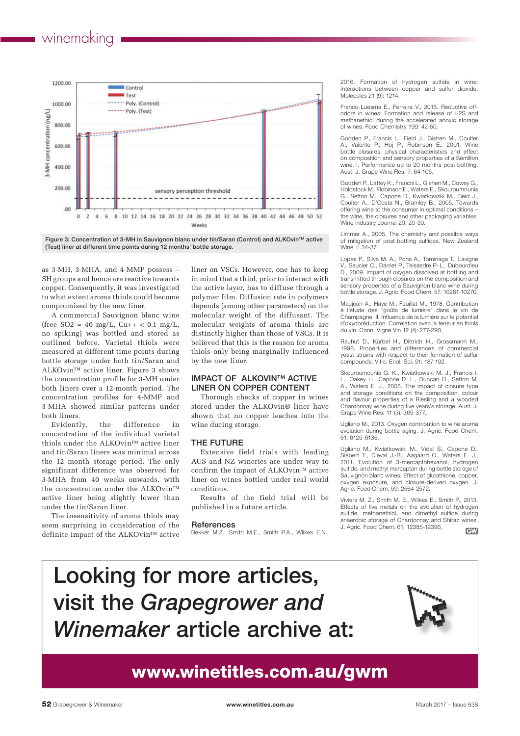1200.00
1000.00
800.00
600.00
400.00
200.00
.00
3-MH concentration (ng/L)
Control
Test
Poly. (Control)
Poly. (Test)
sensory perception threshold
0 2 4 6 8 10 12 14 16 18 20 22 24 26 28 30 32 34 36 38 40 42 44 46 48 50 52
Weeks

Figure 3: Concentration of 3-MH in Sauvignon blanc under tin/Saran (Control) and ALKOvin™ active (Test) liner at different time points during 12 months' bottle storage.

as 3-MH, 3-MHA, and 4-MMP possess –SH groups and hence are reactive towards copper. Consequently, it was investigated to what extent aroma thiols could become compromised by the new liner.

A commercial Sauvignon blanc wine (free SO2 = 40 mg/L, Cu++ < 0.1 mg/L, no spiking) was bottled and stored as outlined before. Varietal thiols were measured at different time points during bottle storage under both tin/Saran and ALKOvin™ active liner. Figure 3 shows the concentration profile for 3-MH under both liners over a 12-month period. The concentration profiles for 4-MMP and 3-MHA showed similar patterns under both liners.

Evidently, the difference in concentration of the individual varietal thiols under the ALKOvin™ active liner and tin/Saran liners was minimal across the 12 month storage period. The only significant difference was observed for 3-MHA from 40 weeks onwards, with the concentration under the ALKOvin™ active liner being slightly lower than under the tin/Saran liner.

The insensitivity of aroma thiols may seem surprising in consideration of the definite impact of the ALKOvin™ active liner on VSCs. However, one has to keep in mind that a thiol, prior to interact with the active layer, has to diffuse through a polymer film. Diffusion rate in polymers depends (among other parameters) on the molecular weight of the diffusant. The molecular weights of aroma thiols are distinctly higher than those of VSCs. It is believed that this is the reason for aroma thiols only being marginally influenced by the new liner.

## IMPACT OF ALKOVIN™ ACTIVE LINER ON COPPER CONTENT

Thorough checks of copper in wines stored under the ALKOvin® liner have shown that no copper leaches into the wine during storage.

## THE FUTURE

Extensive field trials with leading AUS and NZ wineries are under way to confirm the impact of ALKOvin™ active liner on wines bottled under real world conditions.

Results of the field trial will be published in a future article.

## References

Bekker M.Z., Smith M.E., Smith P.A., Wilkes E.N., 2016. Formation of hydrogen sulfide in wine: Interactions between copper and sulfur dioxide. Molecules 21 (9): 1214.

Franco-Luesma E., Ferreira V., 2016. Reductive off-odors in wines: Formation and release of H2S and methanethiol during the accelerated anoxic storage of wines. Food Chemistry 199: 42-50.

Godden P., Francis L., Field J., Gishen M., Coulter A., Valente P., Hoj P., Robinson E., 2001. Wine bottle closures: physical characteristics and effect on composition and sensory properties of a Semillon wine. I. Performance up to 20 months post-bottling. Aust. J. Grape Wine Res. 7: 64-105.

Godden P., Lattey K., Francis L., Gishen M., Cowey G., Holdstock M., Robinson E., Waters E., Skouroumounis G., Sefton M., Capone D., Kwiatkowski M., Field J., Coulter A., D'Costa N., Bramley B., 2005. Towards offering wine to the consumer in optimal conditions – the wine, the closures and other packaging variables. Wine Industry Journal 20: 20-30.

Limmer A., 2005. The chemistry and possible ways of mitigation of post-bottling sulfides. New Zealand Wine 1: 34-37.

Lopes P., Silva M. A., Pons A., Tominaga T., Lavigne V., Saucier C., Darriet P., Teissedre P.-L., Dubourdieu D., 2009. Impact of oxygen dissolved at bottling and transmitted through closures on the composition and sensory properties of a Sauvignon blanc wine during bottle storage. J. Agric. Food Chem. 57: 10261-10270.

Maujean A., Haye M., Feuillat M., 1978. Contribution à l'étude des "goûts de lumière" dans le vin de Champagne. II. Influence de la lumière sur le potentiel d'oxydoréduction. Correlation avec la teneur en thiols du vin. Conn. Vigne Vin 12 (4): 277-290.

Rauhut D., Kürbel H., Dittrich H., Grossmann M., 1996. Properties and differences of commercial yeast strains with respect to their formation of sulfur compounds. Vitic. Enol. Sci. 51: 187-192.

Skouroumounis G. K., Kwiatkowski M. J., Francis I. L., Oakey H., Capone D .L., Duncan B., Sefton M. A., Waters E. J., 2005. The impact of closure type and storage conditions on the composition, colour and flavour properties of a Riesling and a wooded Chardonnay wine during five years's storage. Aust. J. Grape Wine Res. 11 (3): 369-377.

Ugliano M., 2013. Oxygen contribution to wine aroma evolution during bottle aging. J. Agric. Food Chem. 61: 6125-6136.

Ugliano M., Kwiatkowski M., Vidal S., Capone D., Siebert T., Dieval J.-B., Aagaard O., Waters E. J., 2011. Evolution of 3-mercaptohexanol, hydrogen sulfide, and methyl mercaptan during bottle storage of Sauvignon blanc wines. Effect of glutathione, copper, oxygen exposure, and closure-derived oxygen. J. Agric. Food Chem. 59: 2564-2572.

Viviers M. Z., Smith M. E., Wilkes E., Smith P., 2013. Effects of five metals on the evolution of hydrogen sulfide, methanethiol, and dimethyl sulfide during anaerobic storage of Chardonnay and Shiraz wines. J. Agric. Food Chem. 61: 12385-12396.

Looking for more articles, visit the *Grapegrower and Winemaker* article archive at:

**www.winetitles.com.au/gwm**